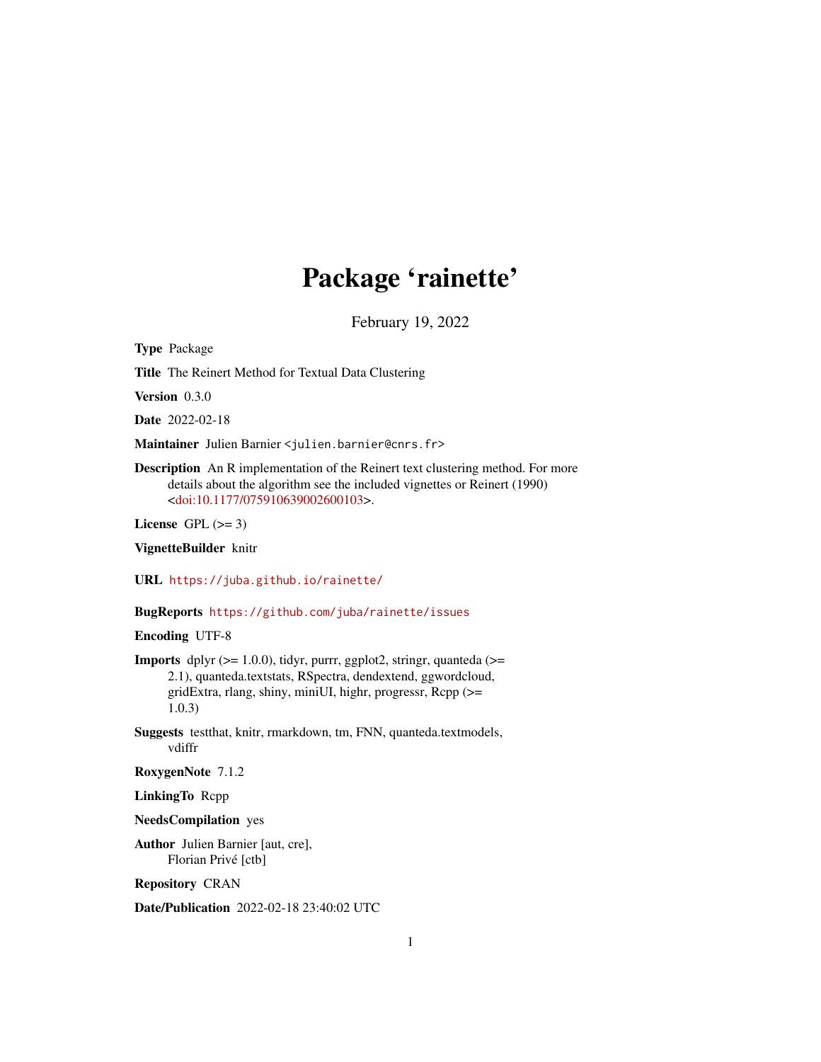# Package 'rainette'

February 19, 2022

**Type** Package

**Title** The Reinert Method for Textual Data Clustering

**Version** 0.3.0

**Date** 2022-02-18

**Maintainer** Julien Barnier <julien.barnier@cnrs.fr>

**Description** An R implementation of the Reinert text clustering method. For more details about the algorithm see the included vignettes or Reinert (1990) <doi:10.1177/075910639002600103>.

**License** GPL (>= 3)

**VignetteBuilder** knitr

**URL** https://juba.github.io/rainette/

**BugReports** https://github.com/juba/rainette/issues

**Encoding** UTF-8

**Imports** dplyr (>= 1.0.0), tidyr, purrr, ggplot2, stringr, quanteda (>= 2.1), quanteda.textstats, RSpectra, dendextend, ggwordcloud, gridExtra, rlang, shiny, miniUI, highr, progressr, Rcpp (>= 1.0.3)

**Suggests** testthat, knitr, rmarkdown, tm, FNN, quanteda.textmodels, vdiffr

**RoxygenNote** 7.1.2

**LinkingTo** Rcpp

**NeedsCompilation** yes

**Author** Julien Barnier [aut, cre], Florian Privé [ctb]

**Repository** CRAN

**Date/Publication** 2022-02-18 23:40:02 UTC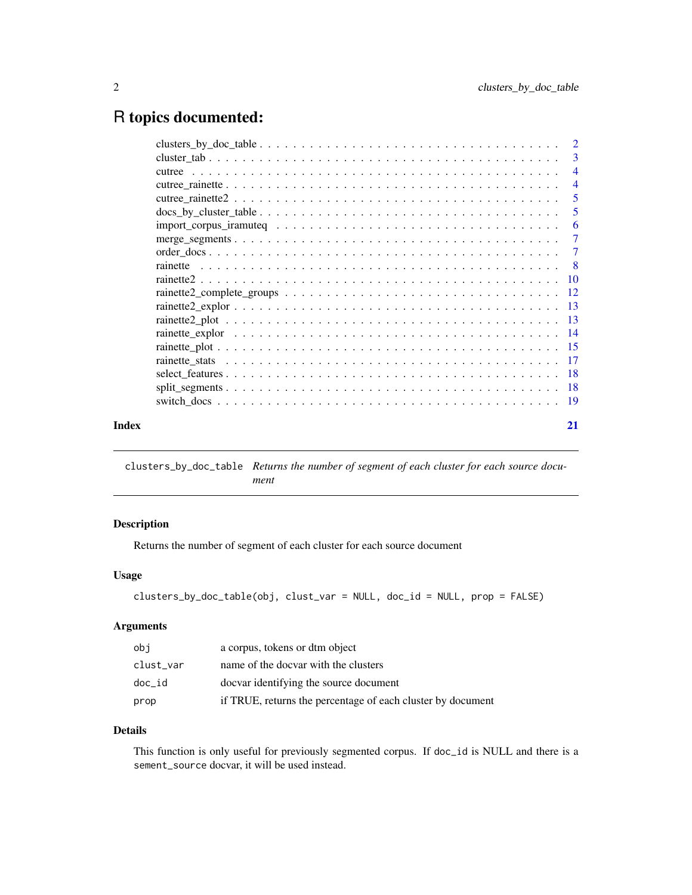# R topics documented:

| | |
|---|---|
| clusters_by_doc_table | 2 |
| cluster_tab | 3 |
| cutree | 4 |
| cutree_rainette | 4 |
| cutree_rainette2 | 5 |
| docs_by_cluster_table | 5 |
| import_corpus_iramuteq | 6 |
| merge_segments | 7 |
| order_docs | 7 |
| rainette | 8 |
| rainette2 | 10 |
| rainette2_complete_groups | 12 |
| rainette2_explor | 13 |
| rainette2_plot | 13 |
| rainette_explor | 14 |
| rainette_plot | 15 |
| rainette_stats | 17 |
| select_features | 18 |
| split_segments | 18 |
| switch_docs | 19 |

**Index** **21**

---

`clusters_by_doc_table` *Returns the number of segment of each cluster for each source document*

---

## Description

Returns the number of segment of each cluster for each source document

## Usage

```
clusters_by_doc_table(obj, clust_var = NULL, doc_id = NULL, prop = FALSE)
```

## Arguments

| | |
|---|---|
| `obj` | a corpus, tokens or dtm object |
| `clust_var` | name of the docvar with the clusters |
| `doc_id` | docvar identifying the source document |
| `prop` | if TRUE, returns the percentage of each cluster by document |

## Details

This function is only useful for previously segmented corpus. If `doc_id` is NULL and there is a `sement_source` docvar, it will be used instead.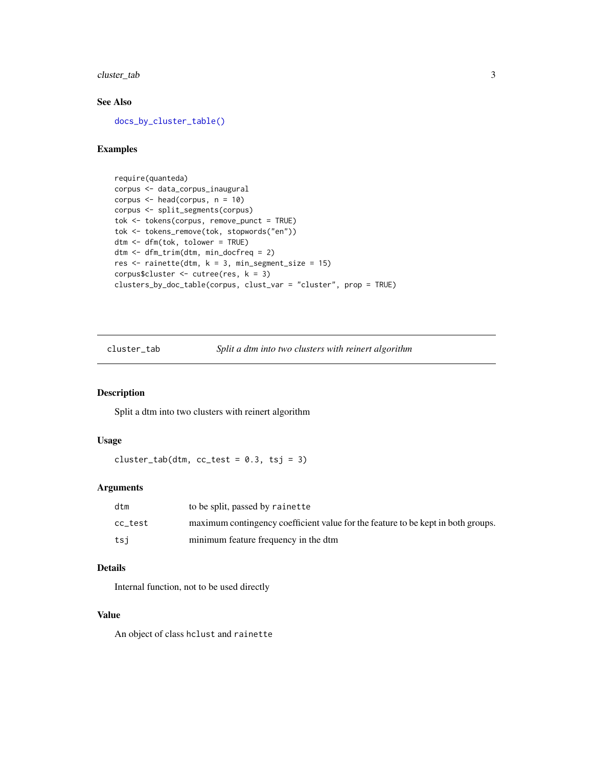## See Also

`docs_by_cluster_table()`

## Examples

```
require(quanteda)
corpus <- data_corpus_inaugural
corpus <- head(corpus, n = 10)
corpus <- split_segments(corpus)
tok <- tokens(corpus, remove_punct = TRUE)
tok <- tokens_remove(tok, stopwords("en"))
dtm <- dfm(tok, tolower = TRUE)
dtm <- dfm_trim(dtm, min_docfreq = 2)
res <- rainette(dtm, k = 3, min_segment_size = 15)
corpus$cluster <- cutree(res, k = 3)
clusters_by_doc_table(corpus, clust_var = "cluster", prop = TRUE)
```

---

# cluster_tab — *Split a dtm into two clusters with reinert algorithm*

## Description

Split a dtm into two clusters with reinert algorithm

## Usage

```
cluster_tab(dtm, cc_test = 0.3, tsj = 3)
```

## Arguments

| Argument | Description |
|---|---|
| `dtm` | to be split, passed by `rainette` |
| `cc_test` | maximum contingency coefficient value for the feature to be kept in both groups. |
| `tsj` | minimum feature frequency in the dtm |

## Details

Internal function, not to be used directly

## Value

An object of class `hclust` and `rainette`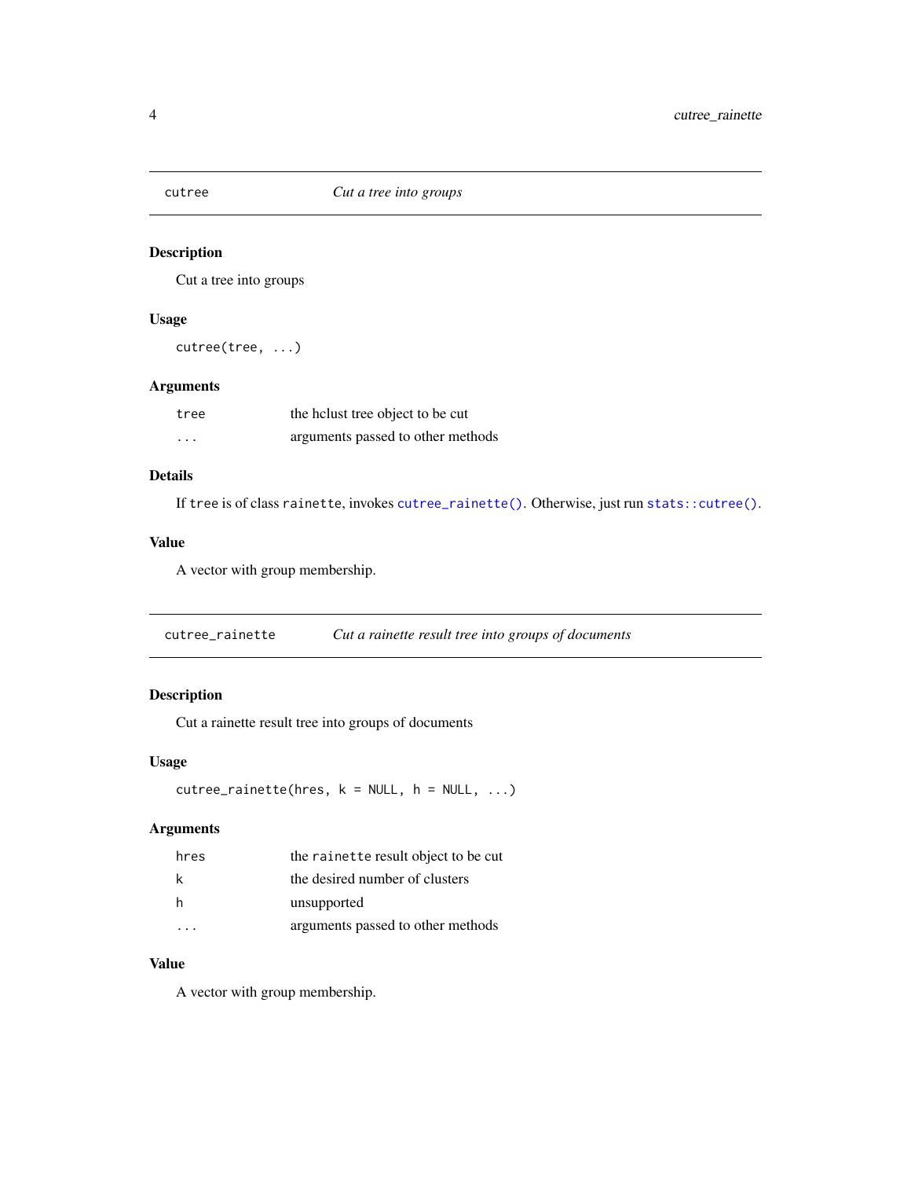## cutree — *Cut a tree into groups*

### Description

Cut a tree into groups

### Usage

```
cutree(tree, ...)
```

### Arguments

| | |
|---|---|
| `tree` | the hclust tree object to be cut |
| `...` | arguments passed to other methods |

### Details

If `tree` is of class `rainette`, invokes `cutree_rainette()`. Otherwise, just run `stats::cutree()`.

### Value

A vector with group membership.

## cutree_rainette — *Cut a rainette result tree into groups of documents*

### Description

Cut a rainette result tree into groups of documents

### Usage

```
cutree_rainette(hres, k = NULL, h = NULL, ...)
```

### Arguments

| | |
|---|---|
| `hres` | the `rainette` result object to be cut |
| `k` | the desired number of clusters |
| `h` | unsupported |
| `...` | arguments passed to other methods |

### Value

A vector with group membership.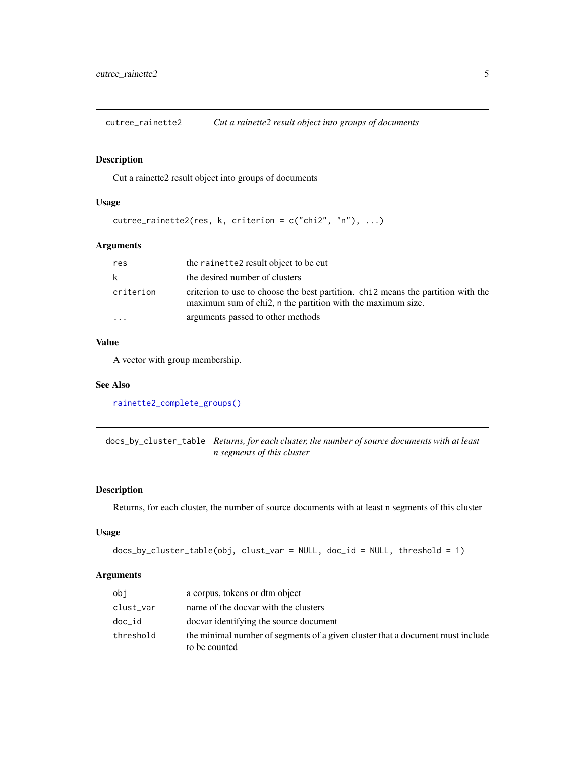## cutree_rainette2 — *Cut a rainette2 result object into groups of documents*

### Description

Cut a rainette2 result object into groups of documents

### Usage

```
cutree_rainette2(res, k, criterion = c("chi2", "n"), ...)
```

### Arguments

| | |
|---|---|
| `res` | the `rainette2` result object to be cut |
| `k` | the desired number of clusters |
| `criterion` | criterion to use to choose the best partition. `chi2` means the partition with the maximum sum of chi2, `n` the partition with the maximum size. |
| `...` | arguments passed to other methods |

### Value

A vector with group membership.

### See Also

`rainette2_complete_groups()`

## docs_by_cluster_table — *Returns, for each cluster, the number of source documents with at least n segments of this cluster*

### Description

Returns, for each cluster, the number of source documents with at least n segments of this cluster

### Usage

```
docs_by_cluster_table(obj, clust_var = NULL, doc_id = NULL, threshold = 1)
```

### Arguments

| | |
|---|---|
| `obj` | a corpus, tokens or dtm object |
| `clust_var` | name of the docvar with the clusters |
| `doc_id` | docvar identifying the source document |
| `threshold` | the minimal number of segments of a given cluster that a document must include to be counted |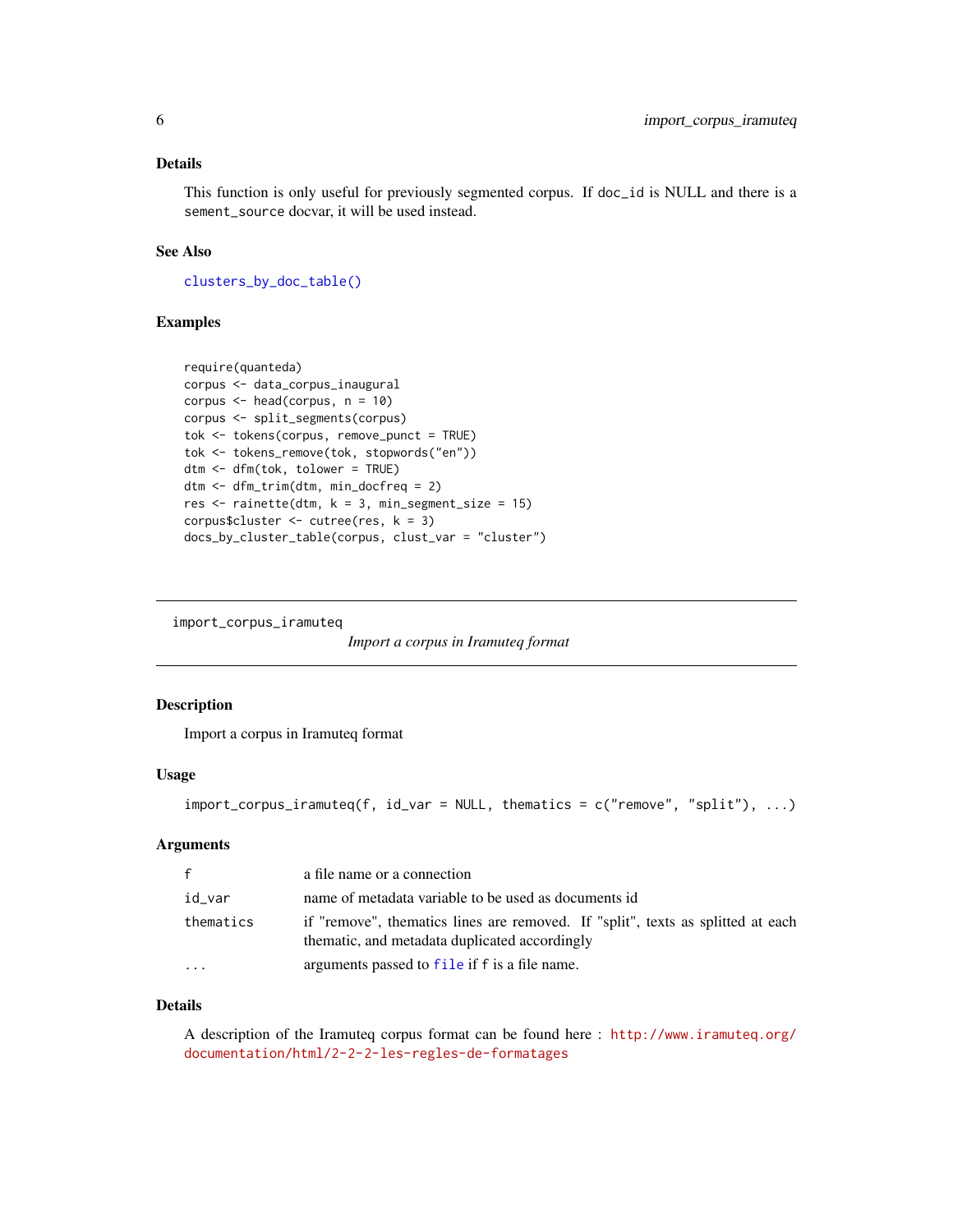## Details

This function is only useful for previously segmented corpus. If `doc_id` is NULL and there is a `sement_source` docvar, it will be used instead.

## See Also

`clusters_by_doc_table()`

## Examples

```
require(quanteda)
corpus <- data_corpus_inaugural
corpus <- head(corpus, n = 10)
corpus <- split_segments(corpus)
tok <- tokens(corpus, remove_punct = TRUE)
tok <- tokens_remove(tok, stopwords("en"))
dtm <- dfm(tok, tolower = TRUE)
dtm <- dfm_trim(dtm, min_docfreq = 2)
res <- rainette(dtm, k = 3, min_segment_size = 15)
corpus$cluster <- cutree(res, k = 3)
docs_by_cluster_table(corpus, clust_var = "cluster")
```

---

`import_corpus_iramuteq` *Import a corpus in Iramuteq format*

---

## Description

Import a corpus in Iramuteq format

## Usage

```
import_corpus_iramuteq(f, id_var = NULL, thematics = c("remove", "split"), ...)
```

## Arguments

| | |
|---|---|
| `f` | a file name or a connection |
| `id_var` | name of metadata variable to be used as documents id |
| `thematics` | if "remove", thematics lines are removed. If "split", texts as splitted at each thematic, and metadata duplicated accordingly |
| `...` | arguments passed to `file` if `f` is a file name. |

## Details

A description of the Iramuteq corpus format can be found here : http://www.iramuteq.org/documentation/html/2-2-2-les-regles-de-formatages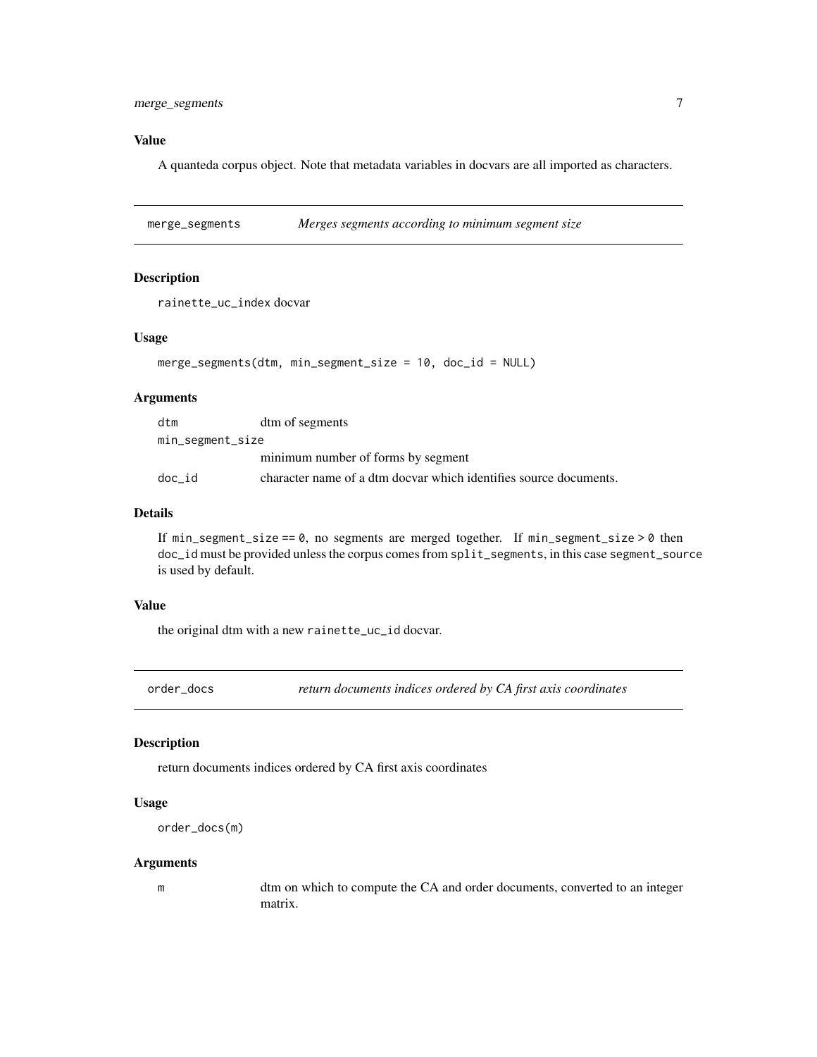### Value

A quanteda corpus object. Note that metadata variables in docvars are all imported as characters.

## merge_segments — *Merges segments according to minimum segment size*

### Description

rainette_uc_index docvar

### Usage

```
merge_segments(dtm, min_segment_size = 10, doc_id = NULL)
```

### Arguments

| | |
|---|---|
| dtm | dtm of segments |
| min_segment_size | minimum number of forms by segment |
| doc_id | character name of a dtm docvar which identifies source documents. |

### Details

If min_segment_size == 0, no segments are merged together. If min_segment_size > 0 then doc_id must be provided unless the corpus comes from split_segments, in this case segment_source is used by default.

### Value

the original dtm with a new rainette_uc_id docvar.

## order_docs — *return documents indices ordered by CA first axis coordinates*

### Description

return documents indices ordered by CA first axis coordinates

### Usage

```
order_docs(m)
```

### Arguments

| | |
|---|---|
| m | dtm on which to compute the CA and order documents, converted to an integer matrix. |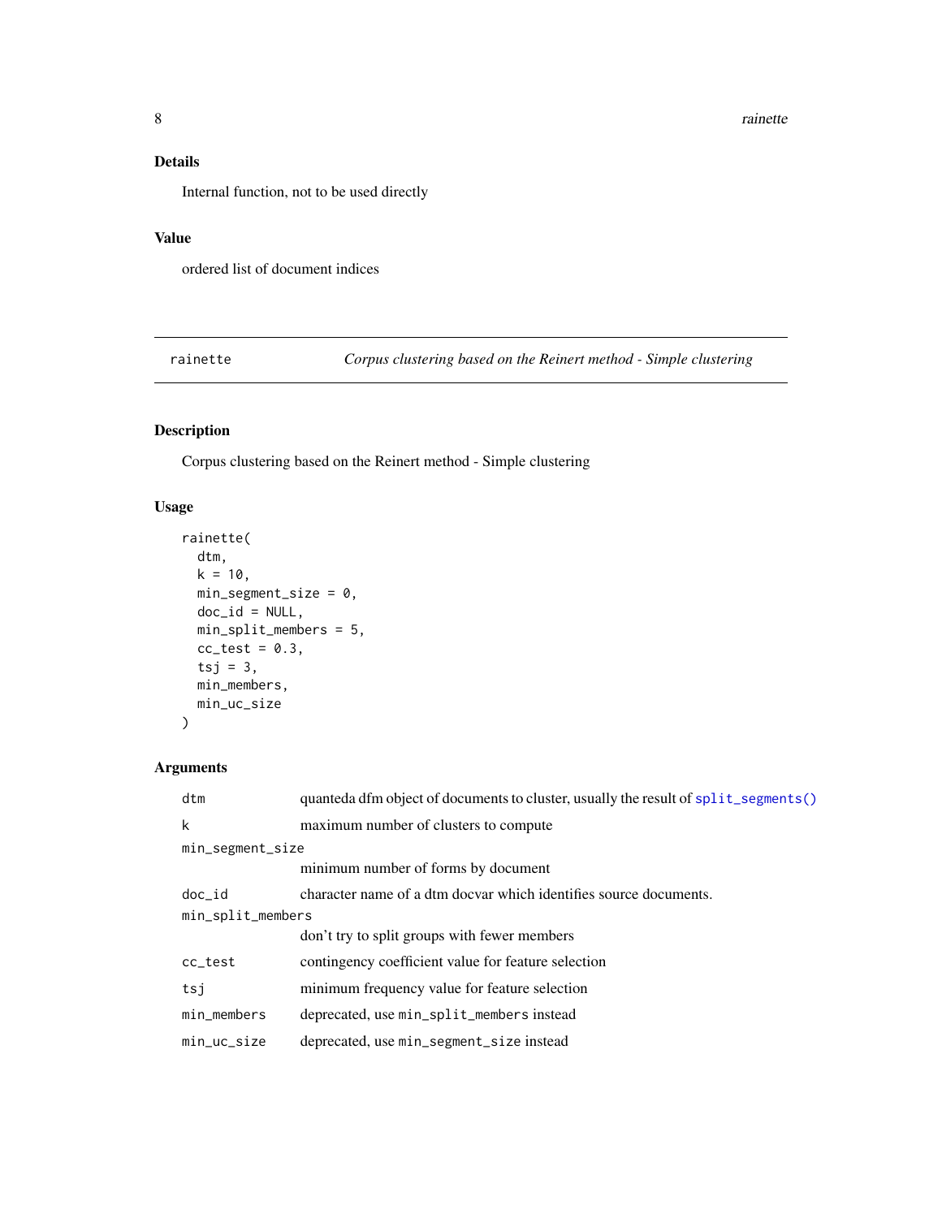### Details

Internal function, not to be used directly

### Value

ordered list of document indices

---

## rainette — *Corpus clustering based on the Reinert method - Simple clustering*

### Description

Corpus clustering based on the Reinert method - Simple clustering

### Usage

```
rainette(
  dtm,
  k = 10,
  min_segment_size = 0,
  doc_id = NULL,
  min_split_members = 5,
  cc_test = 0.3,
  tsj = 3,
  min_members,
  min_uc_size
)
```

### Arguments

| | |
|---|---|
| `dtm` | quanteda dfm object of documents to cluster, usually the result of `split_segments()` |
| `k` | maximum number of clusters to compute |
| `min_segment_size` | minimum number of forms by document |
| `doc_id` | character name of a dtm docvar which identifies source documents. |
| `min_split_members` | don't try to split groups with fewer members |
| `cc_test` | contingency coefficient value for feature selection |
| `tsj` | minimum frequency value for feature selection |
| `min_members` | deprecated, use `min_split_members` instead |
| `min_uc_size` | deprecated, use `min_segment_size` instead |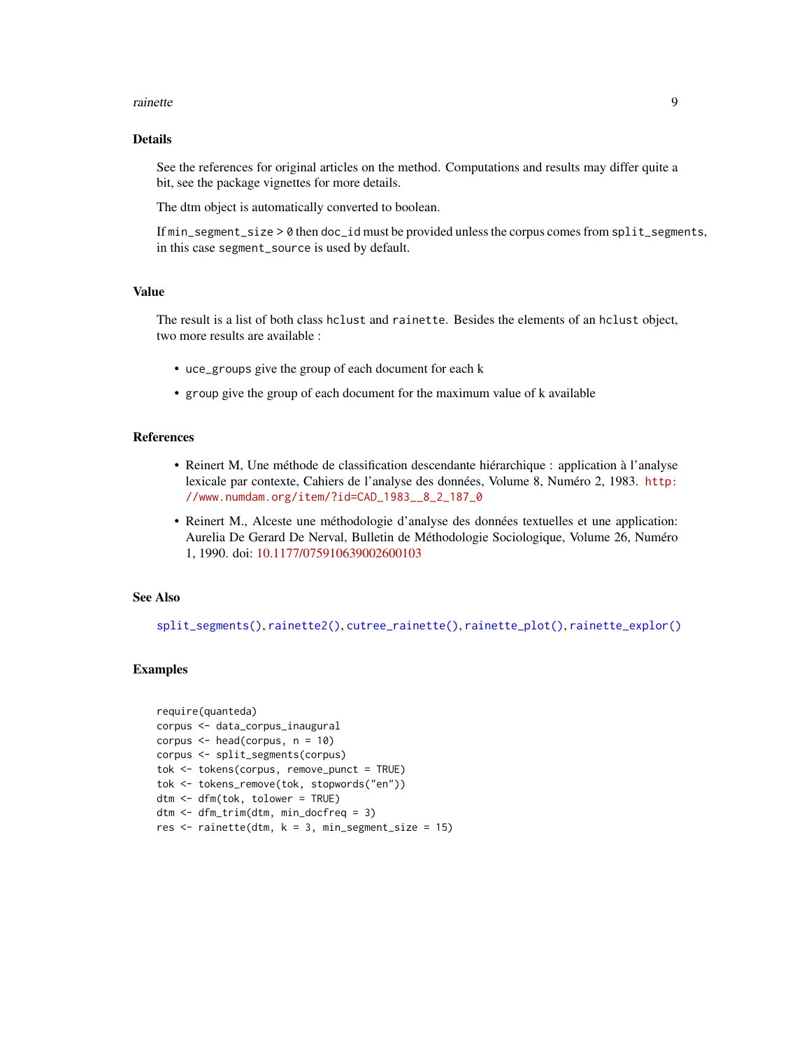### Details

See the references for original articles on the method. Computations and results may differ quite a bit, see the package vignettes for more details.

The dtm object is automatically converted to boolean.

If `min_segment_size > 0` then `doc_id` must be provided unless the corpus comes from `split_segments`, in this case `segment_source` is used by default.

### Value

The result is a list of both class `hclust` and `rainette`. Besides the elements of an `hclust` object, two more results are available :

- `uce_groups` give the group of each document for each k
- `group` give the group of each document for the maximum value of k available

### References

- Reinert M, Une méthode de classification descendante hiérarchique : application à l'analyse lexicale par contexte, Cahiers de l'analyse des données, Volume 8, Numéro 2, 1983. http://www.numdam.org/item/?id=CAD_1983__8_2_187_0
- Reinert M., Alceste une méthodologie d'analyse des données textuelles et une application: Aurelia De Gerard De Nerval, Bulletin de Méthodologie Sociologique, Volume 26, Numéro 1, 1990. doi: 10.1177/075910639002600103

### See Also

`split_segments()`, `rainette2()`, `cutree_rainette()`, `rainette_plot()`, `rainette_explor()`

### Examples

```
require(quanteda)
corpus <- data_corpus_inaugural
corpus <- head(corpus, n = 10)
corpus <- split_segments(corpus)
tok <- tokens(corpus, remove_punct = TRUE)
tok <- tokens_remove(tok, stopwords("en"))
dtm <- dfm(tok, tolower = TRUE)
dtm <- dfm_trim(dtm, min_docfreq = 3)
res <- rainette(dtm, k = 3, min_segment_size = 15)
```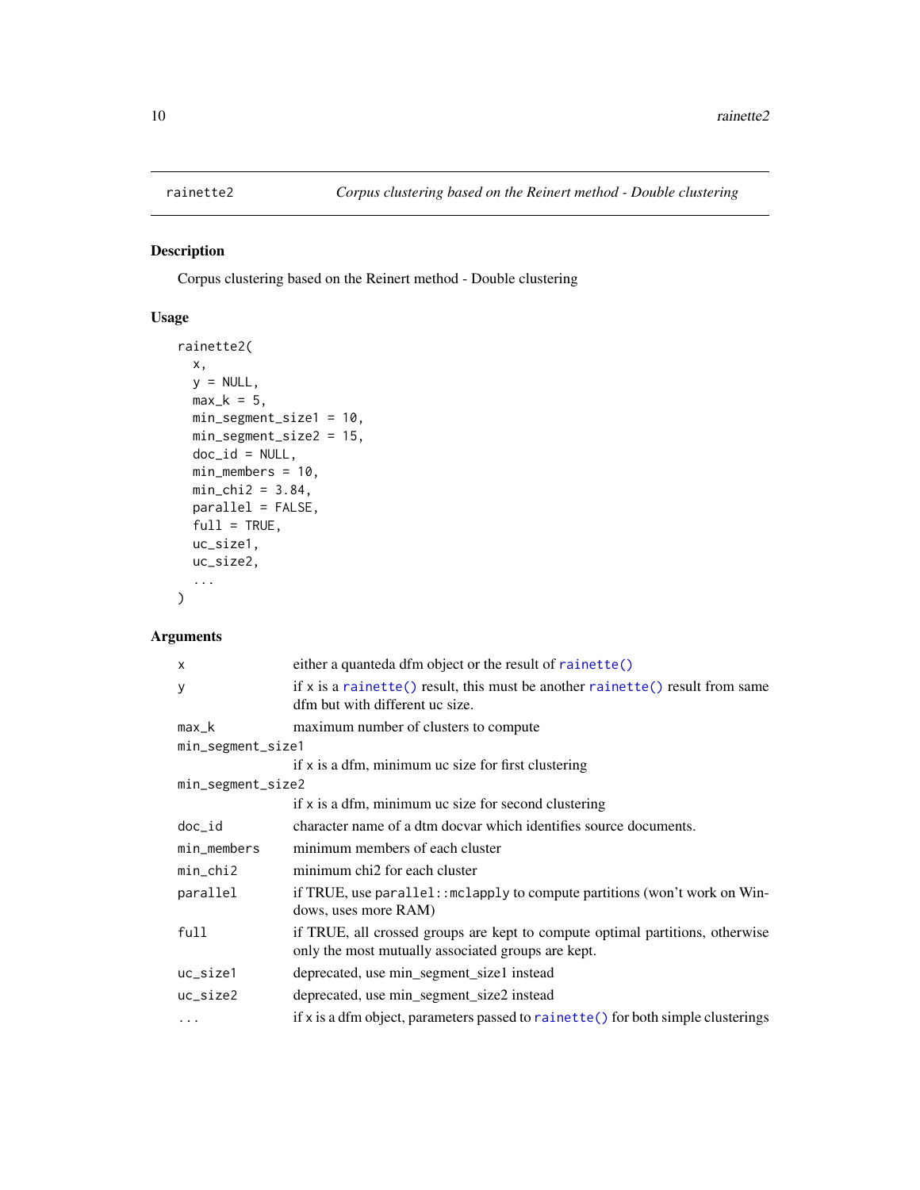## rainette2 — *Corpus clustering based on the Reinert method - Double clustering*

### Description

Corpus clustering based on the Reinert method - Double clustering

### Usage

```
rainette2(
  x,
  y = NULL,
  max_k = 5,
  min_segment_size1 = 10,
  min_segment_size2 = 15,
  doc_id = NULL,
  min_members = 10,
  min_chi2 = 3.84,
  parallel = FALSE,
  full = TRUE,
  uc_size1,
  uc_size2,
  ...
)
```

### Arguments

| Argument | Description |
|---|---|
| `x` | either a quanteda dfm object or the result of `rainette()` |
| `y` | if x is a `rainette()` result, this must be another `rainette()` result from same dfm but with different uc size. |
| `max_k` | maximum number of clusters to compute |
| `min_segment_size1` | if x is a dfm, minimum uc size for first clustering |
| `min_segment_size2` | if x is a dfm, minimum uc size for second clustering |
| `doc_id` | character name of a dtm docvar which identifies source documents. |
| `min_members` | minimum members of each cluster |
| `min_chi2` | minimum chi2 for each cluster |
| `parallel` | if TRUE, use `parallel::mclapply` to compute partitions (won't work on Windows, uses more RAM) |
| `full` | if TRUE, all crossed groups are kept to compute optimal partitions, otherwise only the most mutually associated groups are kept. |
| `uc_size1` | deprecated, use min_segment_size1 instead |
| `uc_size2` | deprecated, use min_segment_size2 instead |
| `...` | if x is a dfm object, parameters passed to `rainette()` for both simple clusterings |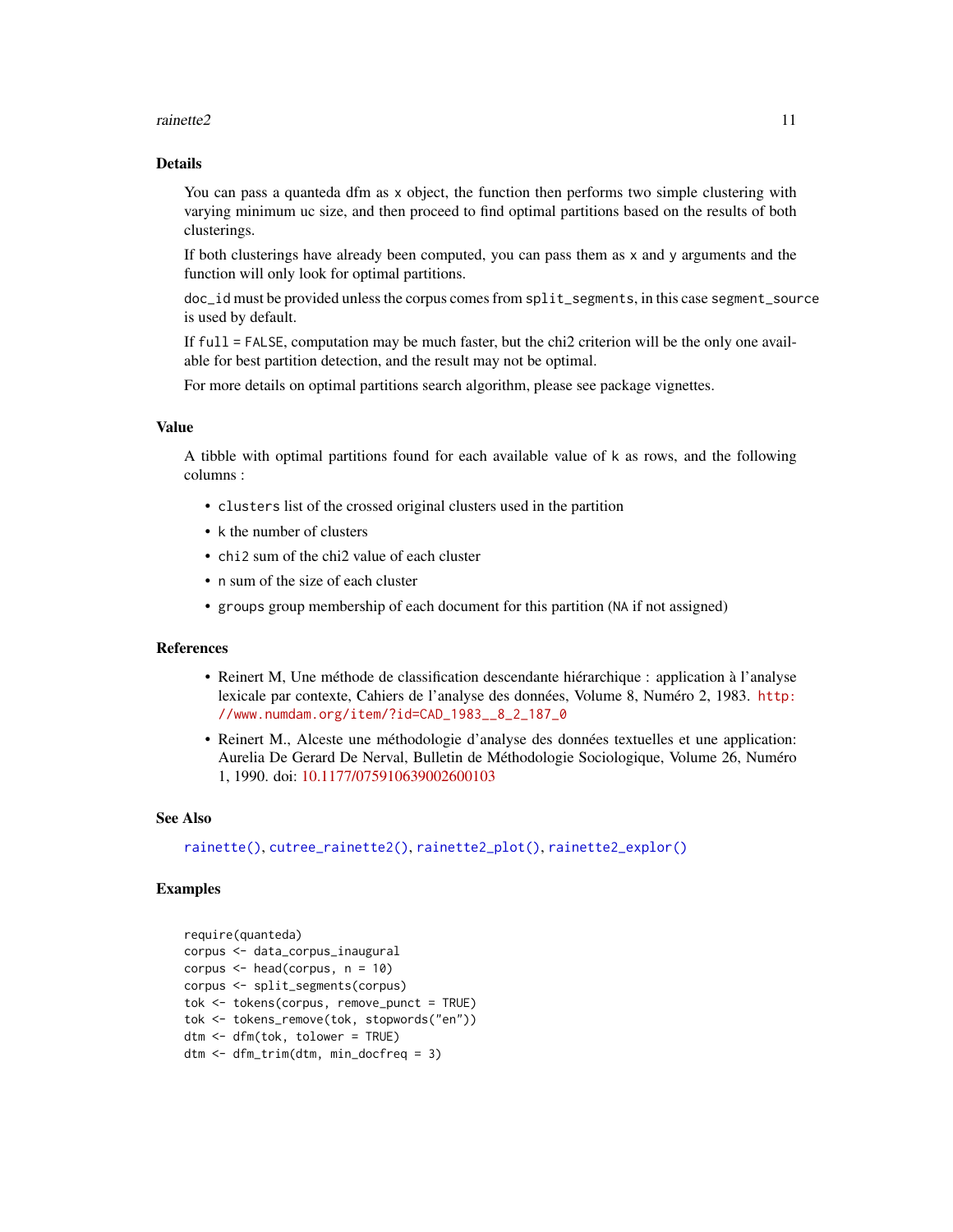## Details

You can pass a quanteda dfm as `x` object, the function then performs two simple clustering with varying minimum uc size, and then proceed to find optimal partitions based on the results of both clusterings.

If both clusterings have already been computed, you can pass them as `x` and `y` arguments and the function will only look for optimal partitions.

`doc_id` must be provided unless the corpus comes from `split_segments`, in this case `segment_source` is used by default.

If `full = FALSE`, computation may be much faster, but the chi2 criterion will be the only one available for best partition detection, and the result may not be optimal.

For more details on optimal partitions search algorithm, please see package vignettes.

## Value

A tibble with optimal partitions found for each available value of `k` as rows, and the following columns :

- `clusters` list of the crossed original clusters used in the partition
- `k` the number of clusters
- `chi2` sum of the chi2 value of each cluster
- `n` sum of the size of each cluster
- `groups` group membership of each document for this partition (`NA` if not assigned)

## References

- Reinert M, Une méthode de classification descendante hiérarchique : application à l'analyse lexicale par contexte, Cahiers de l'analyse des données, Volume 8, Numéro 2, 1983. http://www.numdam.org/item/?id=CAD_1983__8_2_187_0
- Reinert M., Alceste une méthodologie d'analyse des données textuelles et une application: Aurelia De Gerard De Nerval, Bulletin de Méthodologie Sociologique, Volume 26, Numéro 1, 1990. doi: 10.1177/075910639002600103

## See Also

`rainette()`, `cutree_rainette2()`, `rainette2_plot()`, `rainette2_explor()`

## Examples

```
require(quanteda)
corpus <- data_corpus_inaugural
corpus <- head(corpus, n = 10)
corpus <- split_segments(corpus)
tok <- tokens(corpus, remove_punct = TRUE)
tok <- tokens_remove(tok, stopwords("en"))
dtm <- dfm(tok, tolower = TRUE)
dtm <- dfm_trim(dtm, min_docfreq = 3)
```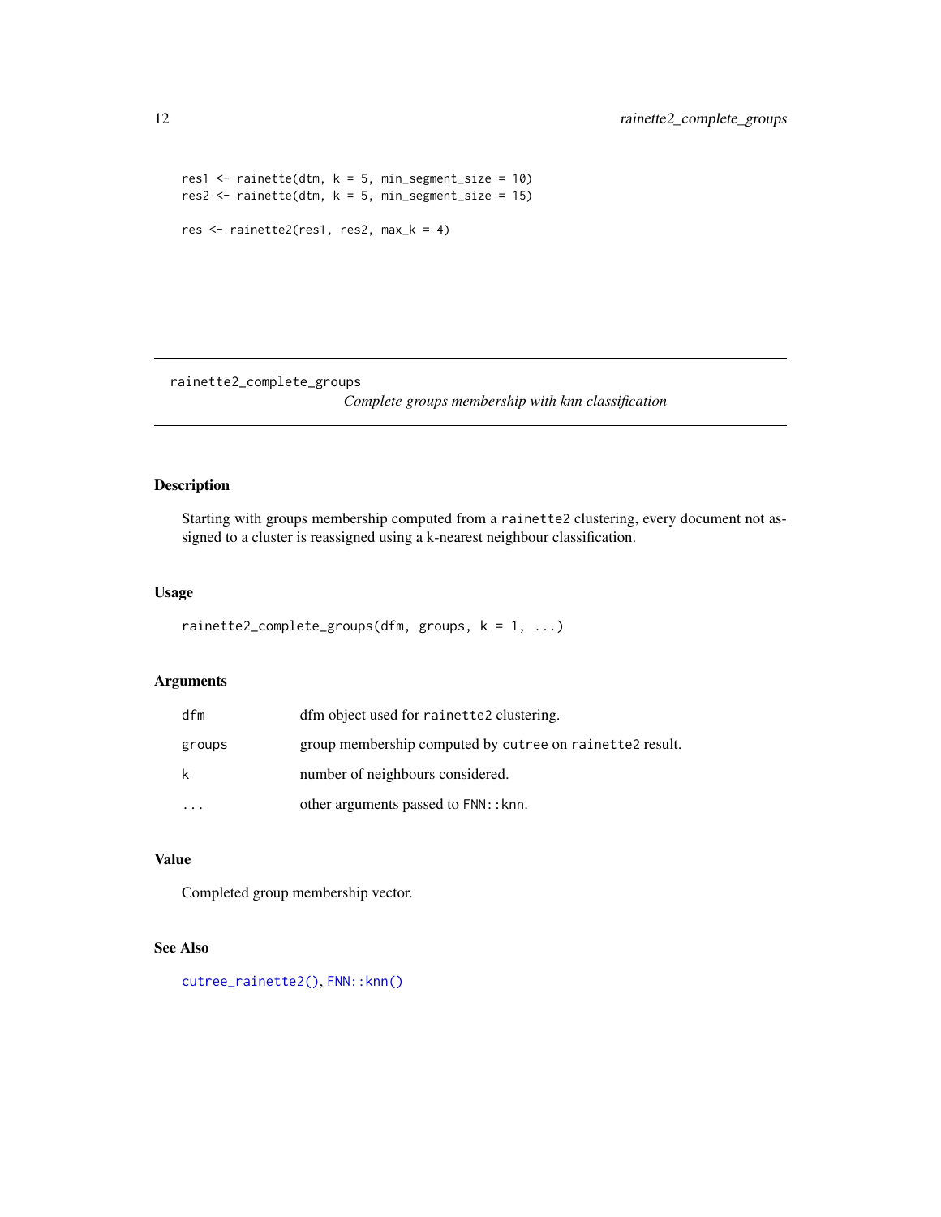```
res1 <- rainette(dtm, k = 5, min_segment_size = 10)
res2 <- rainette(dtm, k = 5, min_segment_size = 15)

res <- rainette2(res1, res2, max_k = 4)
```

---

## rainette2_complete_groups

*Complete groups membership with knn classification*

---

### Description

Starting with groups membership computed from a `rainette2` clustering, every document not assigned to a cluster is reassigned using a k-nearest neighbour classification.

### Usage

```
rainette2_complete_groups(dfm, groups, k = 1, ...)
```

### Arguments

| | |
|---|---|
| `dfm` | dfm object used for `rainette2` clustering. |
| `groups` | group membership computed by `cutree` on `rainette2` result. |
| `k` | number of neighbours considered. |
| `...` | other arguments passed to `FNN::knn`. |

### Value

Completed group membership vector.

### See Also

`cutree_rainette2()`, `FNN::knn()`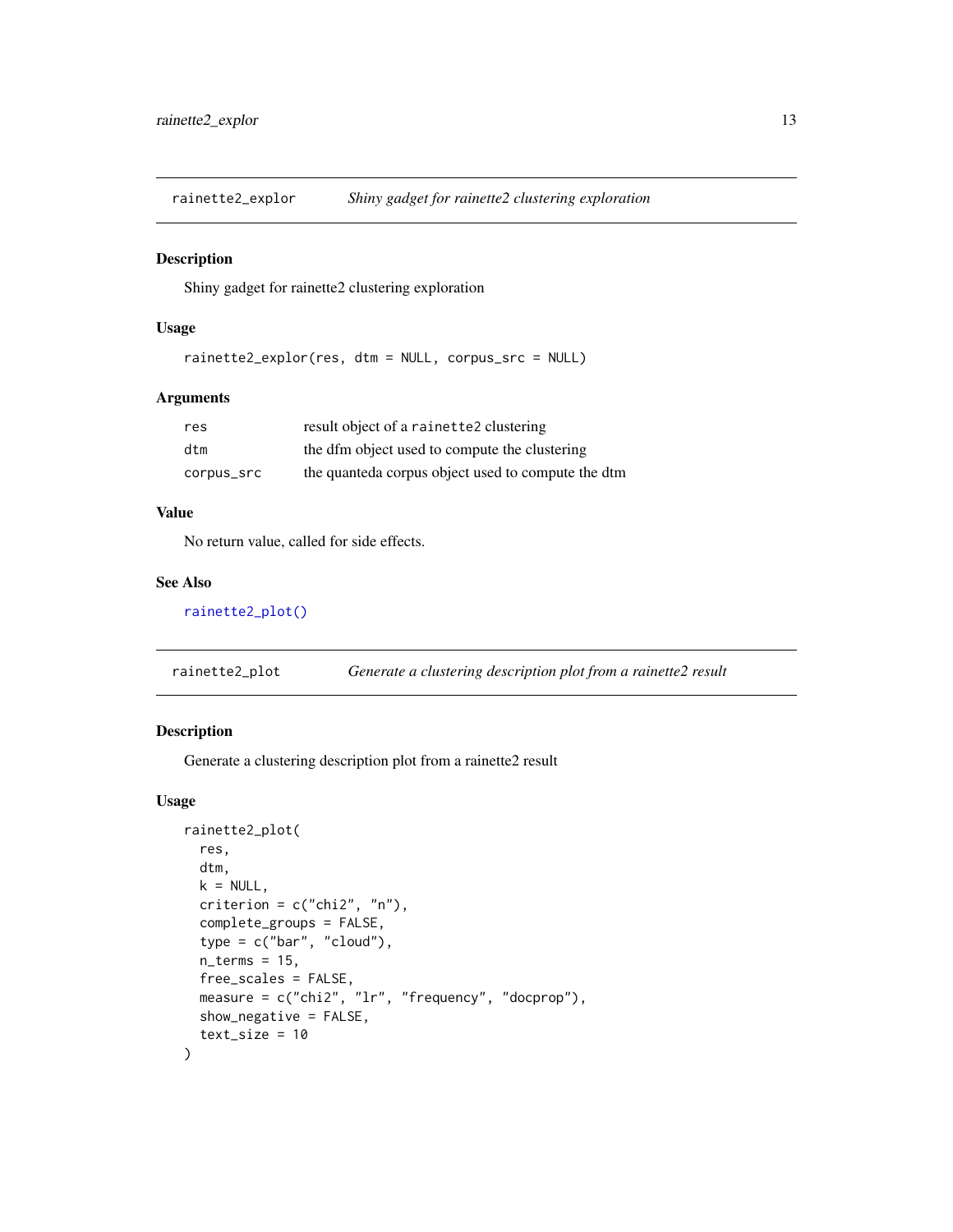## rainette2_explor — *Shiny gadget for rainette2 clustering exploration*

### Description

Shiny gadget for rainette2 clustering exploration

### Usage

```
rainette2_explor(res, dtm = NULL, corpus_src = NULL)
```

### Arguments

| | |
|---|---|
| `res` | result object of a `rainette2` clustering |
| `dtm` | the dfm object used to compute the clustering |
| `corpus_src` | the quanteda corpus object used to compute the dtm |

### Value

No return value, called for side effects.

### See Also

`rainette2_plot()`

## rainette2_plot — *Generate a clustering description plot from a rainette2 result*

### Description

Generate a clustering description plot from a rainette2 result

### Usage

```
rainette2_plot(
  res,
  dtm,
  k = NULL,
  criterion = c("chi2", "n"),
  complete_groups = FALSE,
  type = c("bar", "cloud"),
  n_terms = 15,
  free_scales = FALSE,
  measure = c("chi2", "lr", "frequency", "docprop"),
  show_negative = FALSE,
  text_size = 10
)
```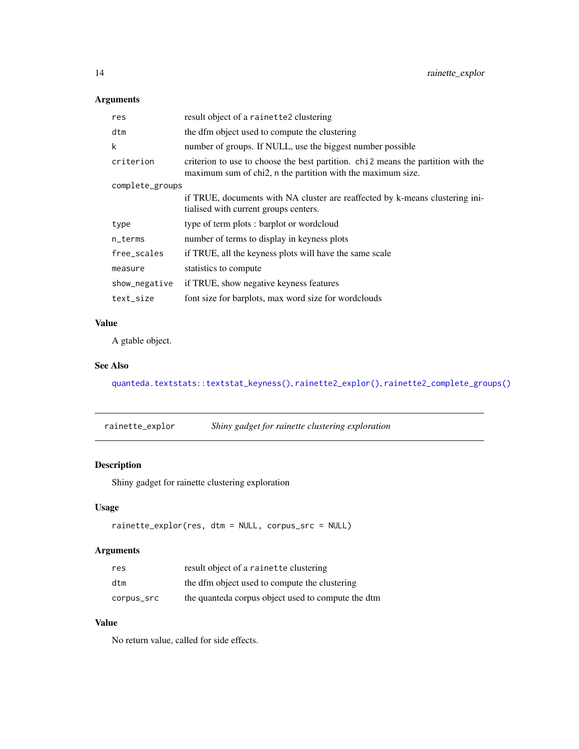### Arguments

| | |
|---|---|
| `res` | result object of a `rainette2` clustering |
| `dtm` | the dfm object used to compute the clustering |
| `k` | number of groups. If NULL, use the biggest number possible |
| `criterion` | criterion to use to choose the best partition. `chi2` means the partition with the maximum sum of chi2, `n` the partition with the maximum size. |
| `complete_groups` | if TRUE, documents with NA cluster are reaffected by k-means clustering initialised with current groups centers. |
| `type` | type of term plots : barplot or wordcloud |
| `n_terms` | number of terms to display in keyness plots |
| `free_scales` | if TRUE, all the keyness plots will have the same scale |
| `measure` | statistics to compute |
| `show_negative` | if TRUE, show negative keyness features |
| `text_size` | font size for barplots, max word size for wordclouds |

### Value

A gtable object.

### See Also

`quanteda.textstats::textstat_keyness()`, `rainette2_explor()`, `rainette2_complete_groups()`

---

## `rainette_explor` — *Shiny gadget for rainette clustering exploration*

### Description

Shiny gadget for rainette clustering exploration

### Usage

```
rainette_explor(res, dtm = NULL, corpus_src = NULL)
```

### Arguments

| | |
|---|---|
| `res` | result object of a `rainette` clustering |
| `dtm` | the dfm object used to compute the clustering |
| `corpus_src` | the quanteda corpus object used to compute the dtm |

### Value

No return value, called for side effects.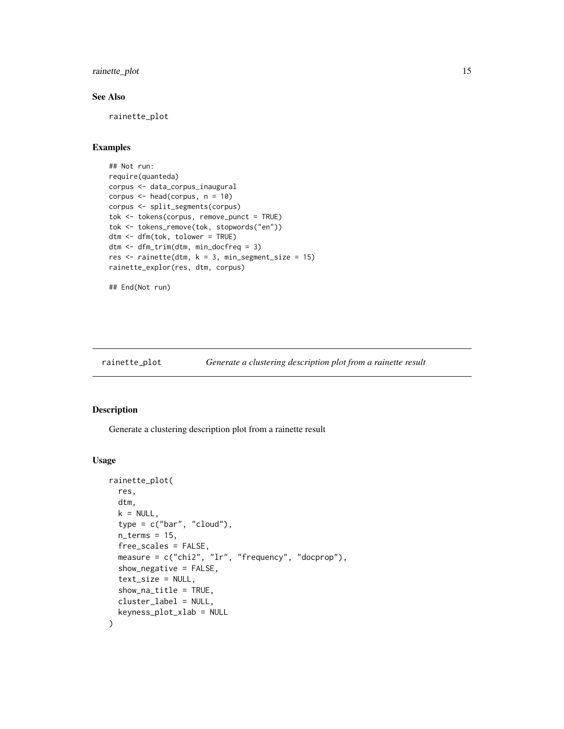## See Also

rainette_plot

## Examples

```
## Not run:
require(quanteda)
corpus <- data_corpus_inaugural
corpus <- head(corpus, n = 10)
corpus <- split_segments(corpus)
tok <- tokens(corpus, remove_punct = TRUE)
tok <- tokens_remove(tok, stopwords("en"))
dtm <- dfm(tok, tolower = TRUE)
dtm <- dfm_trim(dtm, min_docfreq = 3)
res <- rainette(dtm, k = 3, min_segment_size = 15)
rainette_explor(res, dtm, corpus)

## End(Not run)
```

---

# rainette_plot — *Generate a clustering description plot from a rainette result*

## Description

Generate a clustering description plot from a rainette result

## Usage

```
rainette_plot(
  res,
  dtm,
  k = NULL,
  type = c("bar", "cloud"),
  n_terms = 15,
  free_scales = FALSE,
  measure = c("chi2", "lr", "frequency", "docprop"),
  show_negative = FALSE,
  text_size = NULL,
  show_na_title = TRUE,
  cluster_label = NULL,
  keyness_plot_xlab = NULL
)
```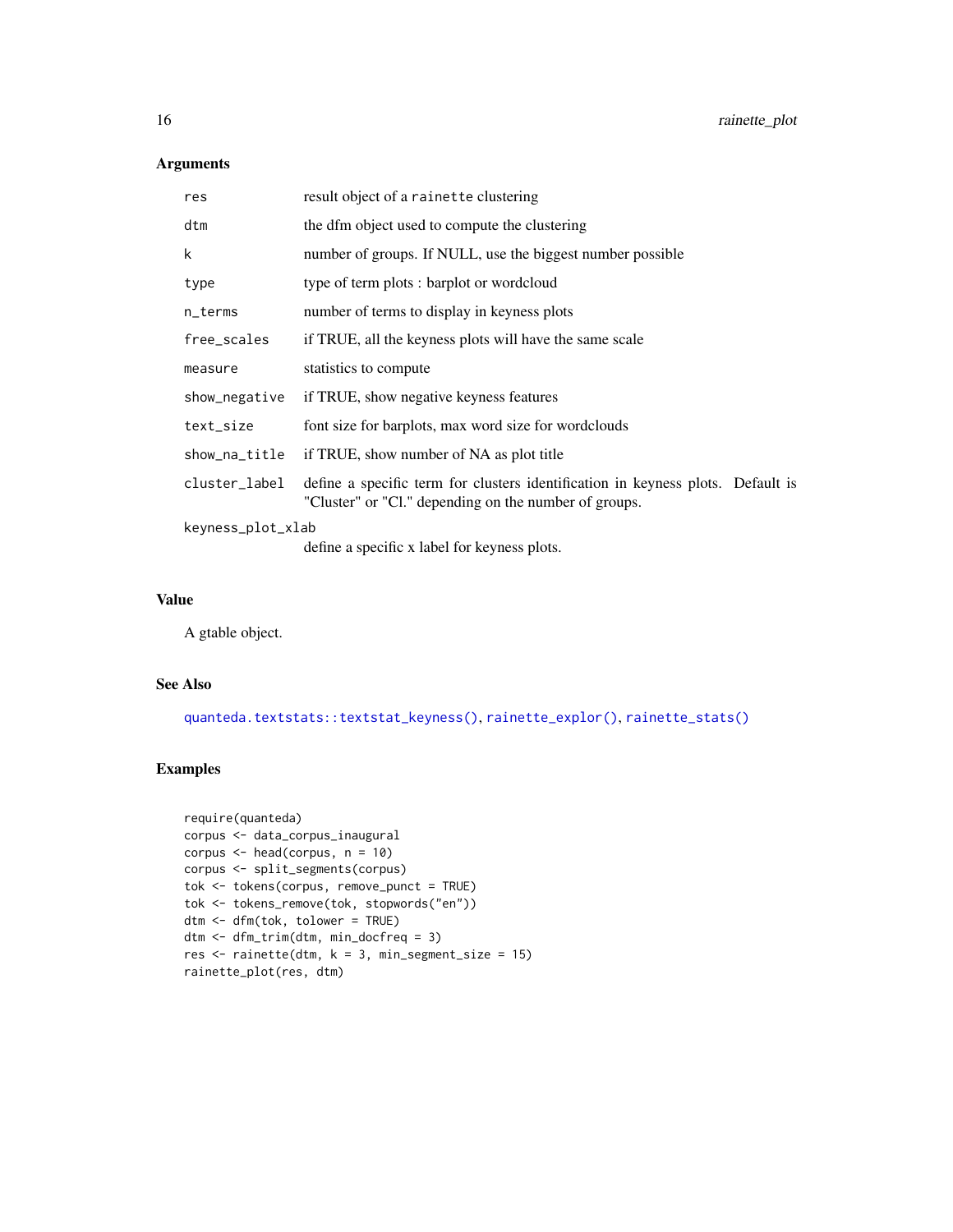## Arguments

| | |
|---|---|
| `res` | result object of a `rainette` clustering |
| `dtm` | the dfm object used to compute the clustering |
| `k` | number of groups. If NULL, use the biggest number possible |
| `type` | type of term plots : barplot or wordcloud |
| `n_terms` | number of terms to display in keyness plots |
| `free_scales` | if TRUE, all the keyness plots will have the same scale |
| `measure` | statistics to compute |
| `show_negative` | if TRUE, show negative keyness features |
| `text_size` | font size for barplots, max word size for wordclouds |
| `show_na_title` | if TRUE, show number of NA as plot title |
| `cluster_label` | define a specific term for clusters identification in keyness plots. Default is "Cluster" or "Cl." depending on the number of groups. |
| `keyness_plot_xlab` | define a specific x label for keyness plots. |

## Value

A gtable object.

## See Also

`quanteda.textstats::textstat_keyness()`, `rainette_explor()`, `rainette_stats()`

## Examples

```
require(quanteda)
corpus <- data_corpus_inaugural
corpus <- head(corpus, n = 10)
corpus <- split_segments(corpus)
tok <- tokens(corpus, remove_punct = TRUE)
tok <- tokens_remove(tok, stopwords("en"))
dtm <- dfm(tok, tolower = TRUE)
dtm <- dfm_trim(dtm, min_docfreq = 3)
res <- rainette(dtm, k = 3, min_segment_size = 15)
rainette_plot(res, dtm)
```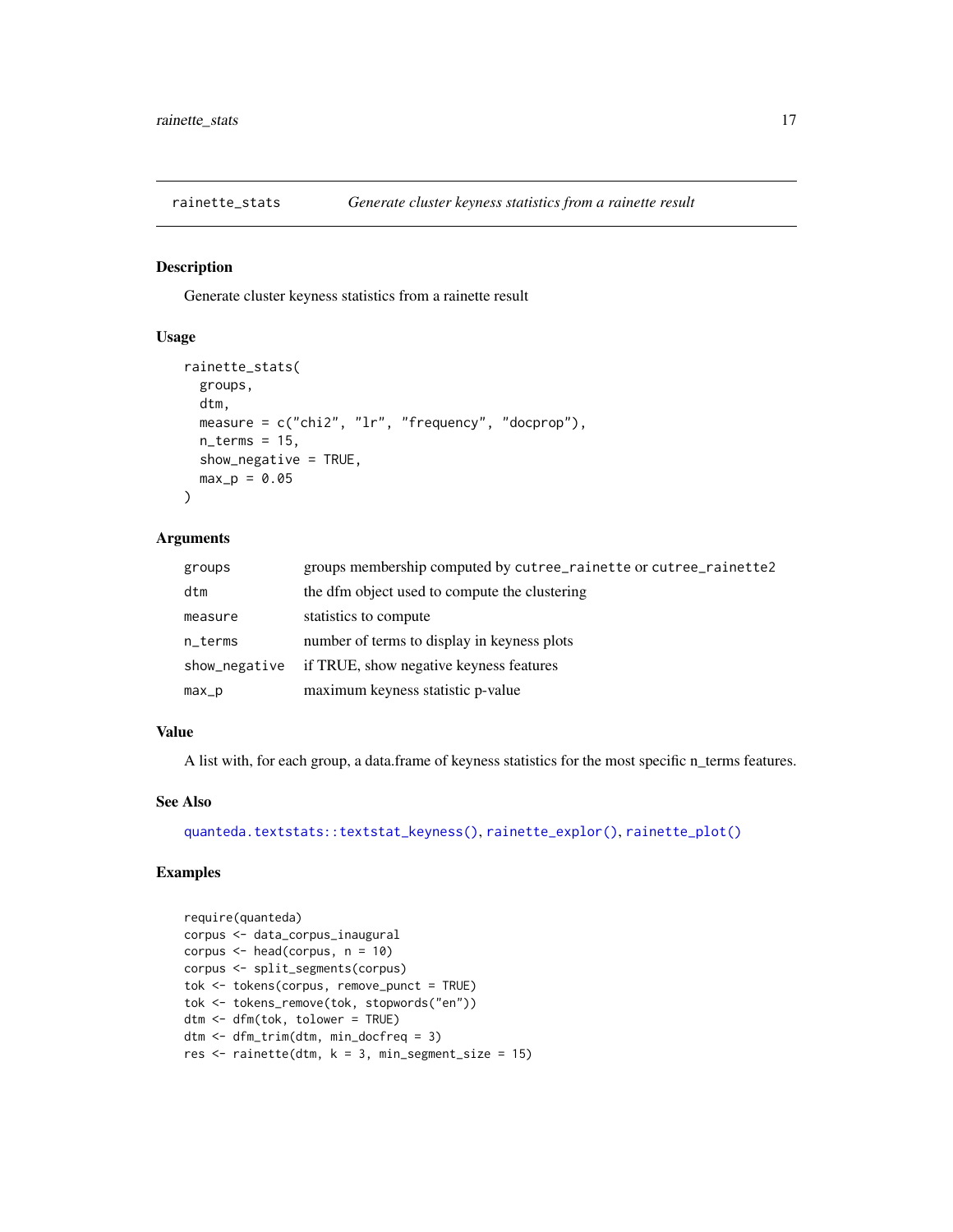## rainette_stats — *Generate cluster keyness statistics from a rainette result*

### Description

Generate cluster keyness statistics from a rainette result

### Usage

```
rainette_stats(
  groups,
  dtm,
  measure = c("chi2", "lr", "frequency", "docprop"),
  n_terms = 15,
  show_negative = TRUE,
  max_p = 0.05
)
```

### Arguments

| | |
|---|---|
| `groups` | groups membership computed by `cutree_rainette` or `cutree_rainette2` |
| `dtm` | the dfm object used to compute the clustering |
| `measure` | statistics to compute |
| `n_terms` | number of terms to display in keyness plots |
| `show_negative` | if TRUE, show negative keyness features |
| `max_p` | maximum keyness statistic p-value |

### Value

A list with, for each group, a data.frame of keyness statistics for the most specific n_terms features.

### See Also

`quanteda.textstats::textstat_keyness()`, `rainette_explor()`, `rainette_plot()`

### Examples

```
require(quanteda)
corpus <- data_corpus_inaugural
corpus <- head(corpus, n = 10)
corpus <- split_segments(corpus)
tok <- tokens(corpus, remove_punct = TRUE)
tok <- tokens_remove(tok, stopwords("en"))
dtm <- dfm(tok, tolower = TRUE)
dtm <- dfm_trim(dtm, min_docfreq = 3)
res <- rainette(dtm, k = 3, min_segment_size = 15)
```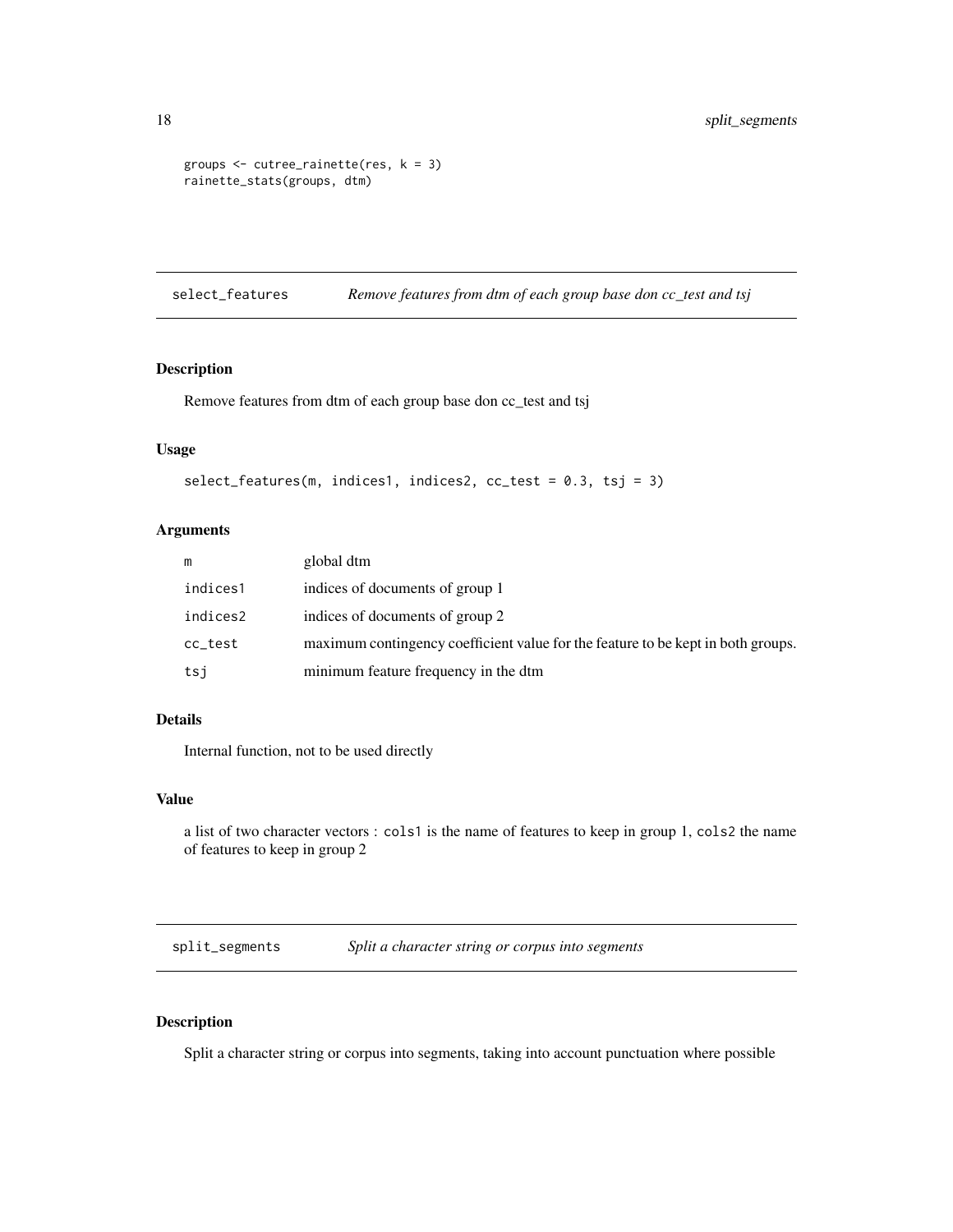```
groups <- cutree_rainette(res, k = 3)
rainette_stats(groups, dtm)
```

## select_features *Remove features from dtm of each group base don cc_test and tsj*

### Description

Remove features from dtm of each group base don cc_test and tsj

### Usage

```
select_features(m, indices1, indices2, cc_test = 0.3, tsj = 3)
```

### Arguments

| | |
|---|---|
| m | global dtm |
| indices1 | indices of documents of group 1 |
| indices2 | indices of documents of group 2 |
| cc_test | maximum contingency coefficient value for the feature to be kept in both groups. |
| tsj | minimum feature frequency in the dtm |

### Details

Internal function, not to be used directly

### Value

a list of two character vectors : `cols1` is the name of features to keep in group 1, `cols2` the name of features to keep in group 2

## split_segments *Split a character string or corpus into segments*

### Description

Split a character string or corpus into segments, taking into account punctuation where possible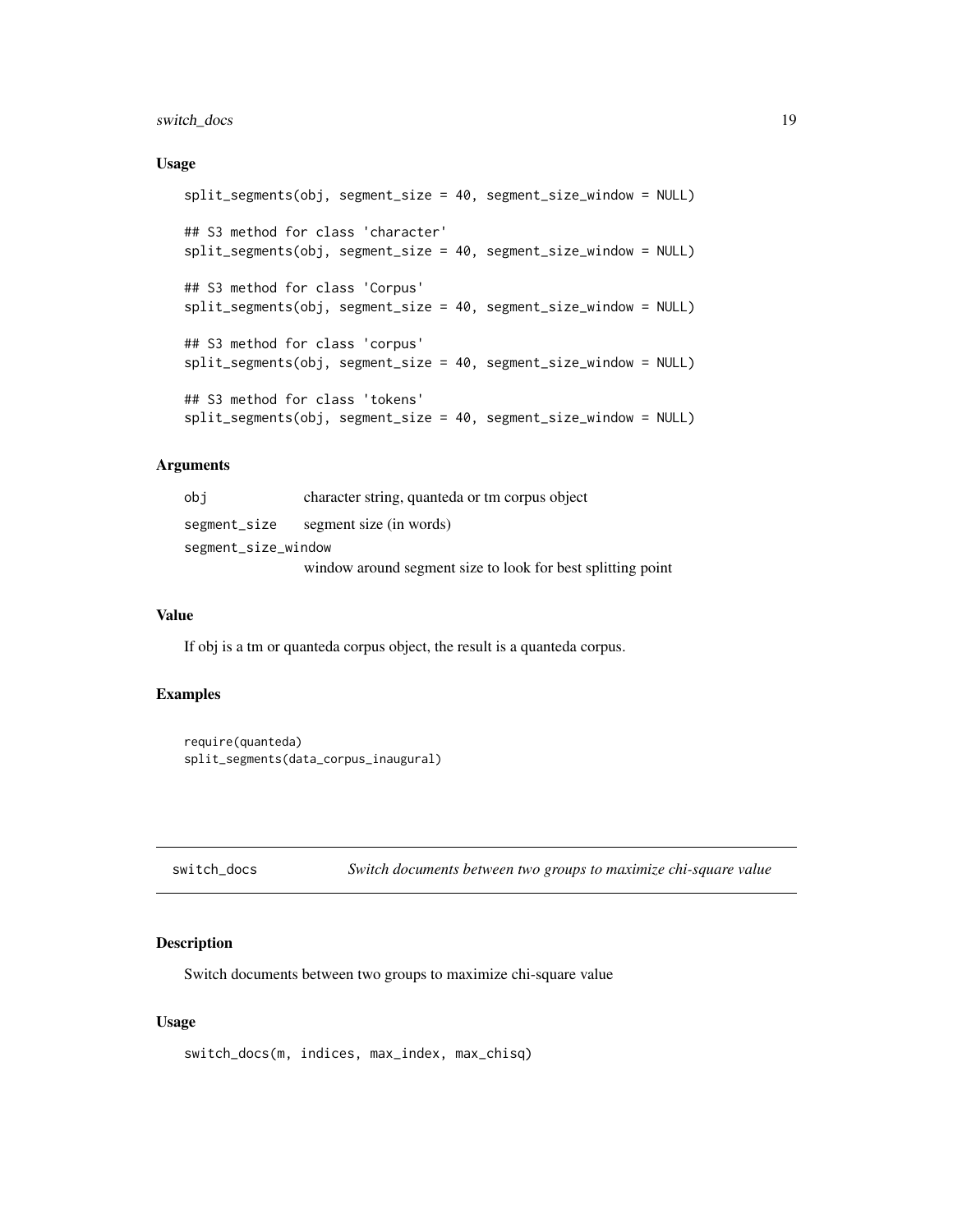### Usage

```
split_segments(obj, segment_size = 40, segment_size_window = NULL)

## S3 method for class 'character'
split_segments(obj, segment_size = 40, segment_size_window = NULL)

## S3 method for class 'Corpus'
split_segments(obj, segment_size = 40, segment_size_window = NULL)

## S3 method for class 'corpus'
split_segments(obj, segment_size = 40, segment_size_window = NULL)

## S3 method for class 'tokens'
split_segments(obj, segment_size = 40, segment_size_window = NULL)
```

### Arguments

| | |
|---|---|
| obj | character string, quanteda or tm corpus object |
| segment_size | segment size (in words) |
| segment_size_window | window around segment size to look for best splitting point |

### Value

If obj is a tm or quanteda corpus object, the result is a quanteda corpus.

### Examples

```
require(quanteda)
split_segments(data_corpus_inaugural)
```

---

## switch_docs — *Switch documents between two groups to maximize chi-square value*

### Description

Switch documents between two groups to maximize chi-square value

### Usage

```
switch_docs(m, indices, max_index, max_chisq)
```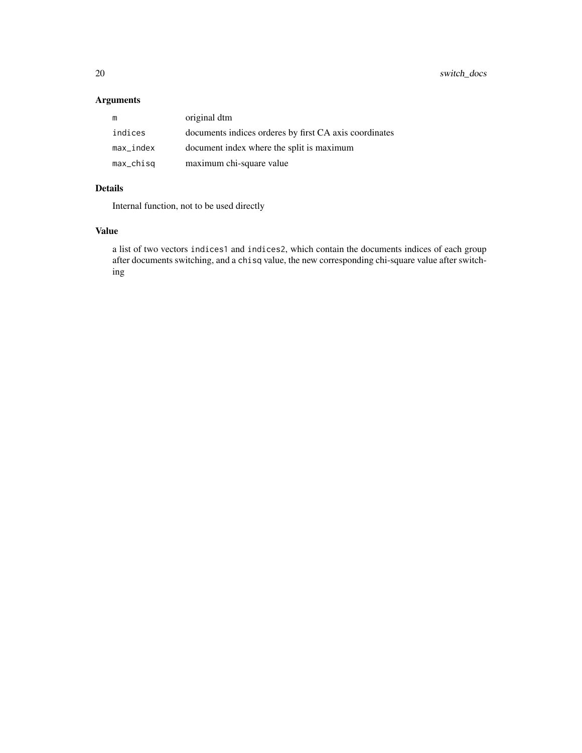## Arguments

| | |
|---|---|
| `m` | original dtm |
| `indices` | documents indices orderes by first CA axis coordinates |
| `max_index` | document index where the split is maximum |
| `max_chisq` | maximum chi-square value |

## Details

Internal function, not to be used directly

## Value

a list of two vectors `indices1` and `indices2`, which contain the documents indices of each group after documents switching, and a `chisq` value, the new corresponding chi-square value after switching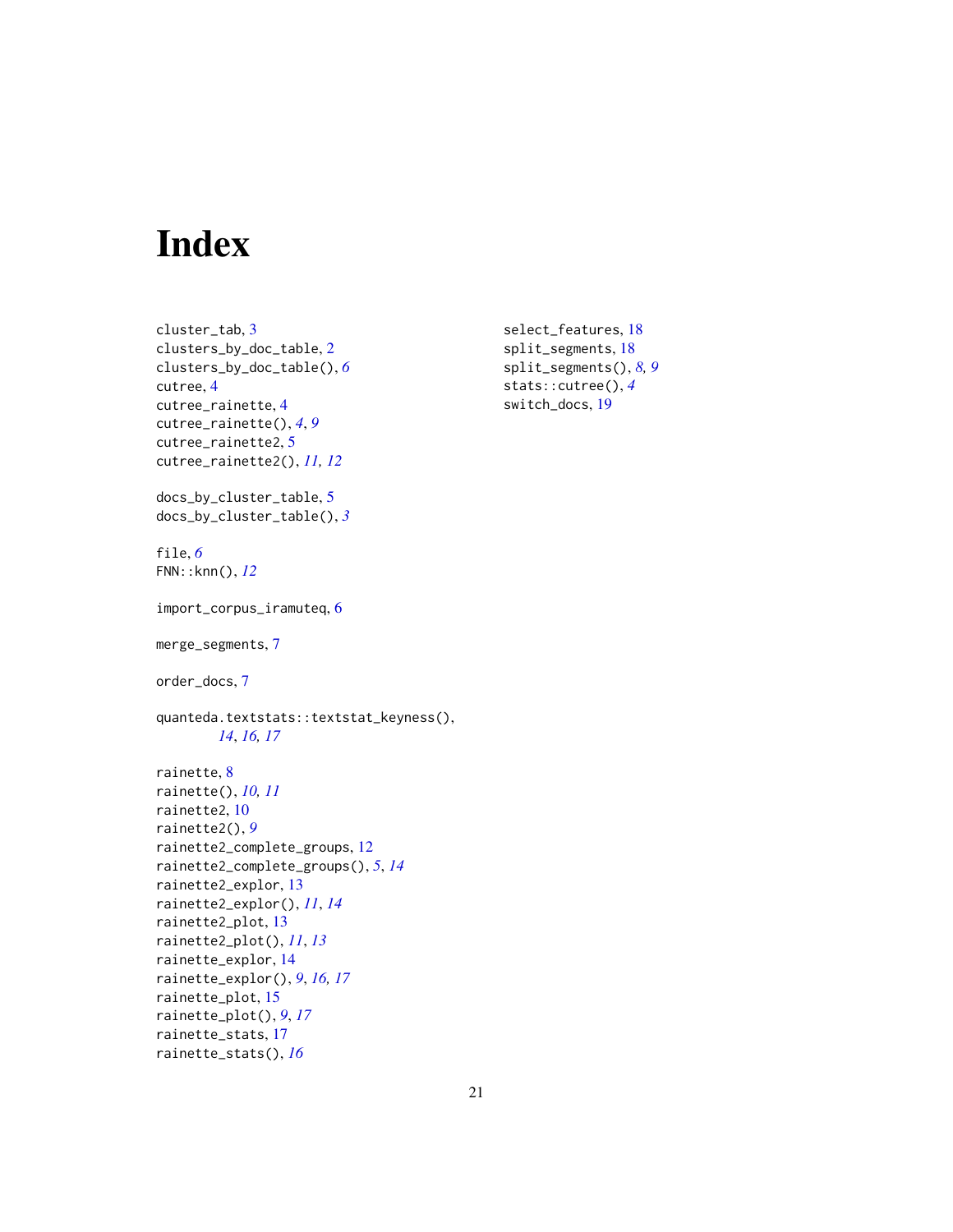# Index

cluster_tab, 3
clusters_by_doc_table, 2
clusters_by_doc_table(), *6*
cutree, 4
cutree_rainette, 4
cutree_rainette(), *4*, *9*
cutree_rainette2, 5
cutree_rainette2(), *11, 12*

docs_by_cluster_table, 5
docs_by_cluster_table(), *3*

file, *6*
FNN::knn(), *12*

import_corpus_iramuteq, 6

merge_segments, 7

order_docs, 7

quanteda.textstats::textstat_keyness(), *14*, *16, 17*

rainette, 8
rainette(), *10, 11*
rainette2, 10
rainette2(), *9*
rainette2_complete_groups, 12
rainette2_complete_groups(), *5*, *14*
rainette2_explor, 13
rainette2_explor(), *11*, *14*
rainette2_plot, 13
rainette2_plot(), *11*, *13*
rainette_explor, 14
rainette_explor(), *9*, *16, 17*
rainette_plot, 15
rainette_plot(), *9*, *17*
rainette_stats, 17
rainette_stats(), *16*

select_features, 18
split_segments, 18
split_segments(), *8, 9*
stats::cutree(), *4*
switch_docs, 19